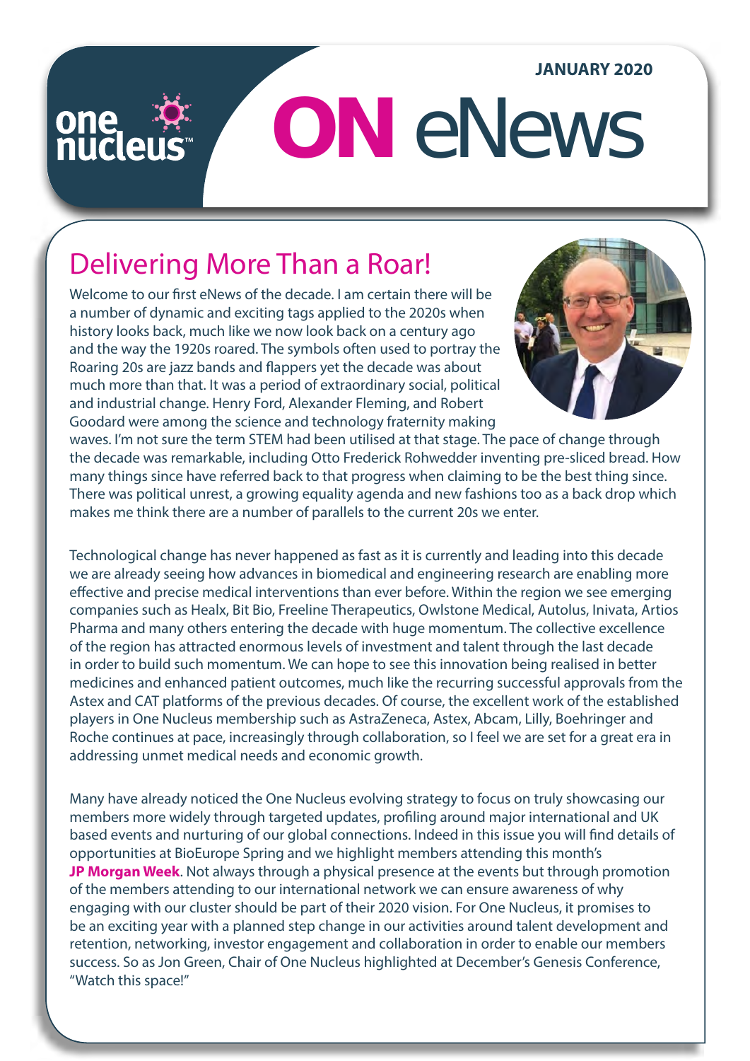JANUARY 2020

# ON eNews

## Delivering More Than a Roar!

Welcome to our first eNews of the decade. I am certain there will be a number of dynamic and exciting tags applied to the 2020s when history looks back, much like we now look back on a century ago and the way the 1920s roared. The symbols often used to portray the Roaring 20s are jazz bands and flappers yet the decade was about much more than that. It was a period of extraordinary social, political and industrial change. Henry Ford, Alexander Fleming, and Robert Goodard were among the science and technology fraternity making waves. I'm not sure the term STEM had been utilised at that stage. The pace of change through the decade was remarkable, including Otto Frederick Rohwedder inventing pre-sliced bread. How many things since have referred back to that progress when claiming to be the best thing since. There was political unrest, a growing equality agenda and new fashions too as a back drop which makes me think there are a number of parallels to the current 20s we enter.

Technological change has never happened as fast as it is currently and leading into this decade we are already seeing how advances in biomedical and engineering research are enabling more effective and precise medical interventions than ever before. Within the region we see emerging companies such as Healx, Bit Bio, Freeline Therapeutics, Owlstone Medical, Autolus, Inivata, Artios Pharma and many others entering the decade with huge momentum. The collective excellence of the region has attracted enormous levels of investment and talent through the last decade in order to build such momentum. We can hope to see this innovation being realised in better medicines and enhanced patient outcomes, much like the recurring successful approvals from the Astex and CAT platforms of the previous decades. Of course, the excellent work of the established players in One Nucleus membership such as AstraZeneca, Astex, Abcam, Lilly, Boehringer and Roche continues at pace, increasingly through collaboration, so I feel we are set for a great era in addressing unmet medical needs and economic growth.

Many have already noticed the One Nucleus evolving strategy to focus on truly showcasing our members more widely through targeted updates, profiling around major international and UK based events and nurturing of our global connections. Indeed in this issue you will find details of opportunities at BioEurope Spring and we highlight members attending this month's **JP Morgan Week**. Not always through a physical presence at the events but through promotion of the members attending to our international network we can ensure awareness of why engaging with our cluster should be part of their 2020 vision. For One Nucleus, it promises to be an exciting year with a planned step change in our activities around talent development and retention, networking, investor engagement and collaboration in order to enable our members success. So as Jon Green, Chair of One Nucleus highlighted at December's Genesis Conference, "Watch this space!"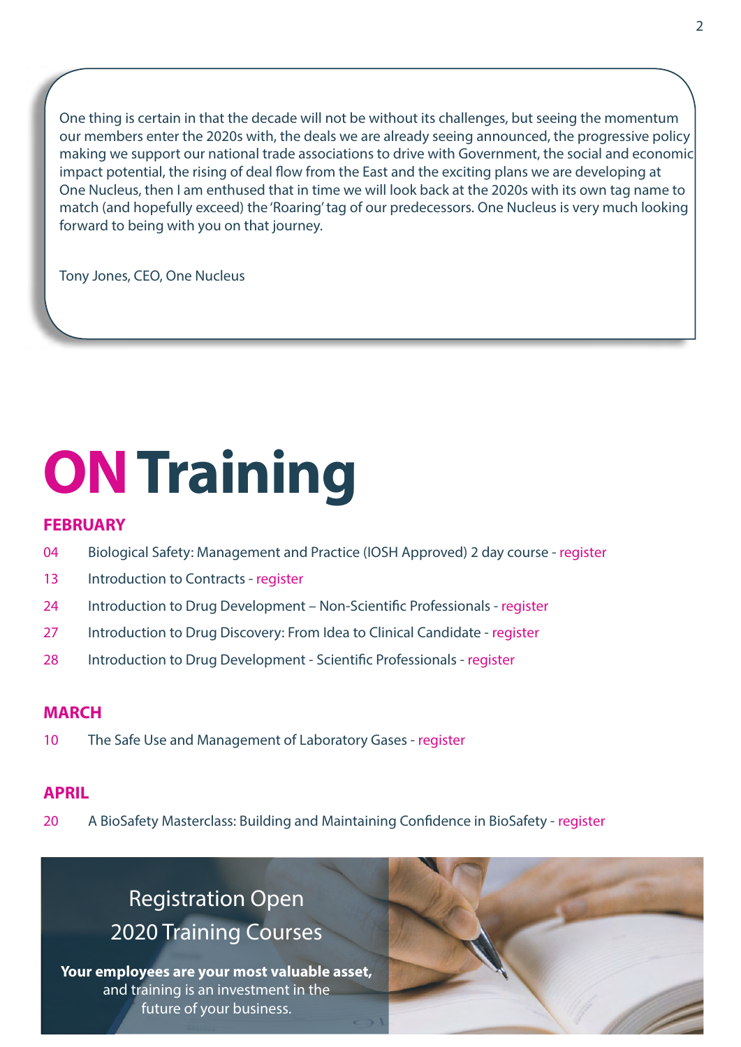One thing is certain in that the decade will not be without its challenges, but seeing the momentum our members enter the 2020s with, the deals we are already seeing announced, the progressive policy making we support our national trade associations to drive with Government, the social and economic impact potential, the rising of deal flow from the East and the exciting plans we are developing at One Nucleus, then I am enthused that in time we will look back at the 2020s with its own tag name to match (and hopefully exceed) the 'Roaring' tag of our predecessors. One Nucleus is very much looking forward to being with you on that journey.

Tony Jones, CEO, One Nucleus

# ON Training

## FEBRUARY

04 Biological Safety: Management and Practice (IOSH Approved) 2 day course - register

13 Introduction to Contracts - register

24 Introduction to Drug Development – Non-Scientific Professionals - register

27 Introduction to Drug Discovery: From Idea to Clinical Candidate - register

28 Introduction to Drug Development - Scientific Professionals - register

## MARCH

10 The Safe Use and Management of Laboratory Gases - register

## APRIL

20 A BioSafety Masterclass: Building and Maintaining Confidence in BioSafety - register

Registration Open
2020 Training Courses

**Your employees are your most valuable asset,** and training is an investment in the future of your business.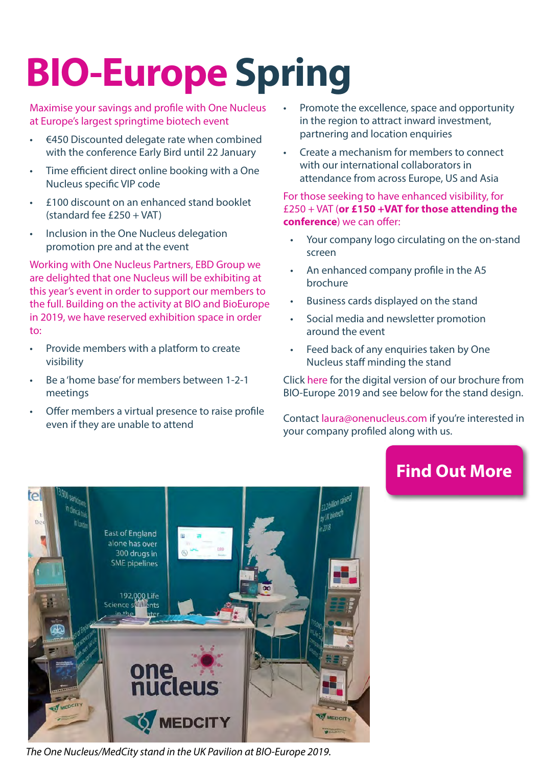# BIO-Europe Spring

Maximise your savings and profile with One Nucleus at Europe's largest springtime biotech event

- €450 Discounted delegate rate when combined with the conference Early Bird until 22 January
- Time efficient direct online booking with a One Nucleus specific VIP code
- £100 discount on an enhanced stand booklet (standard fee £250 + VAT)
- Inclusion in the One Nucleus delegation promotion pre and at the event

Working with One Nucleus Partners, EBD Group we are delighted that one Nucleus will be exhibiting at this year's event in order to support our members to the full. Building on the activity at BIO and BioEurope in 2019, we have reserved exhibition space in order to:

- Provide members with a platform to create visibility
- Be a 'home base' for members between 1-2-1 meetings
- Offer members a virtual presence to raise profile even if they are unable to attend
- Promote the excellence, space and opportunity in the region to attract inward investment, partnering and location enquiries
- Create a mechanism for members to connect with our international collaborators in attendance from across Europe, US and Asia

For those seeking to have enhanced visibility, for £250 + VAT (**or £150 +VAT for those attending the conference**) we can offer:

- Your company logo circulating on the on-stand screen
- An enhanced company profile in the A5 brochure
- Business cards displayed on the stand
- Social media and newsletter promotion around the event
- Feed back of any enquiries taken by One Nucleus staff minding the stand

Click here for the digital version of our brochure from BIO-Europe 2019 and see below for the stand design.

Contact laura@onenucleus.com if you're interested in your company profiled along with us.

**Find Out More**

*The One Nucleus/MedCity stand in the UK Pavilion at BIO-Europe 2019.*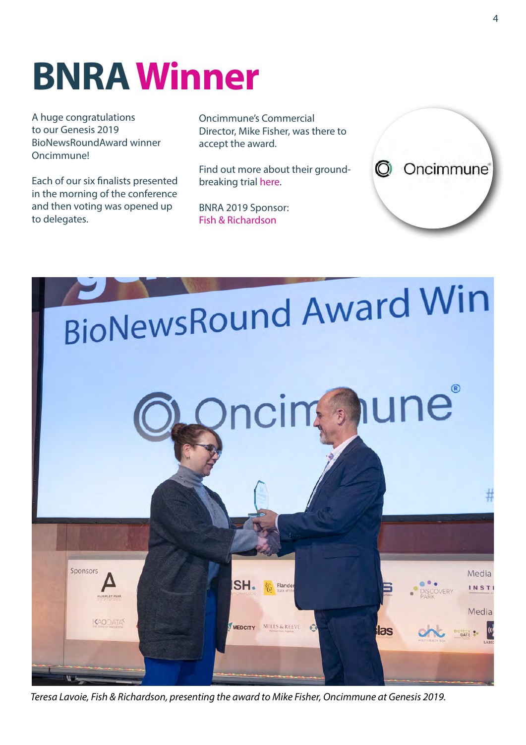# BNRA Winner

A huge congratulations to our Genesis 2019 BioNewsRoundAward winner Oncimmune!

Each of our six finalists presented in the morning of the conference and then voting was opened up to delegates.

Oncimmune's Commercial Director, Mike Fisher, was there to accept the award.

Find out more about their ground-breaking trial here.

BNRA 2019 Sponsor:
Fish & Richardson

*Teresa Lavoie, Fish & Richardson, presenting the award to Mike Fisher, Oncimmune at Genesis 2019.*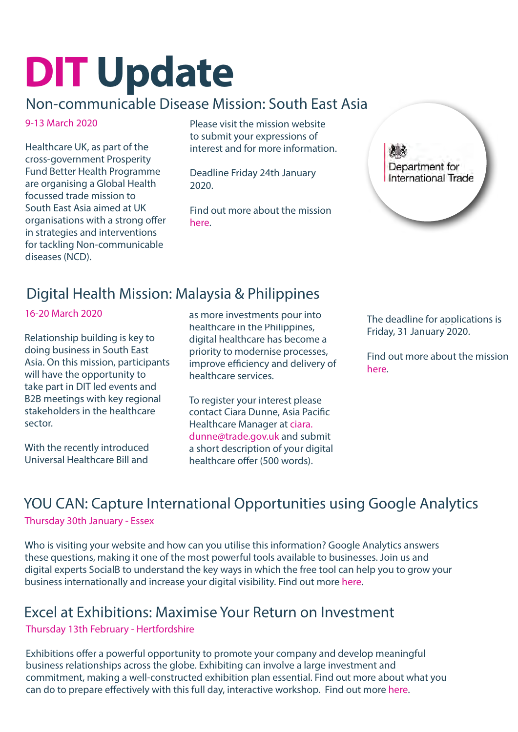# DIT Update

## Non-communicable Disease Mission: South East Asia

9-13 March 2020

Healthcare UK, as part of the cross-government Prosperity Fund Better Health Programme are organising a Global Health focussed trade mission to South East Asia aimed at UK organisations with a strong offer in strategies and interventions for tackling Non-communicable diseases (NCD).

Please visit the mission website to submit your expressions of interest and for more information.

Deadline Friday 24th January 2020.

Find out more about the mission here.

Department for International Trade

## Digital Health Mission: Malaysia & Philippines

16-20 March 2020

Relationship building is key to doing business in South East Asia. On this mission, participants will have the opportunity to take part in DIT led events and B2B meetings with key regional stakeholders in the healthcare sector.

With the recently introduced Universal Healthcare Bill and as more investments pour into healthcare in the Philippines, digital healthcare has become a priority to modernise processes, improve efficiency and delivery of healthcare services.

To register your interest please contact Ciara Dunne, Asia Pacific Healthcare Manager at ciara.dunne@trade.gov.uk and submit a short description of your digital healthcare offer (500 words).

The deadline for applications is Friday, 31 January 2020.

Find out more about the mission here.

## YOU CAN: Capture International Opportunities using Google Analytics

Thursday 30th January - Essex

Who is visiting your website and how can you utilise this information? Google Analytics answers these questions, making it one of the most powerful tools available to businesses. Join us and digital experts SocialB to understand the key ways in which the free tool can help you to grow your business internationally and increase your digital visibility. Find out more here.

## Excel at Exhibitions: Maximise Your Return on Investment

Thursday 13th February - Hertfordshire

Exhibitions offer a powerful opportunity to promote your company and develop meaningful business relationships across the globe. Exhibiting can involve a large investment and commitment, making a well-constructed exhibition plan essential. Find out more about what you can do to prepare effectively with this full day, interactive workshop. Find out more here.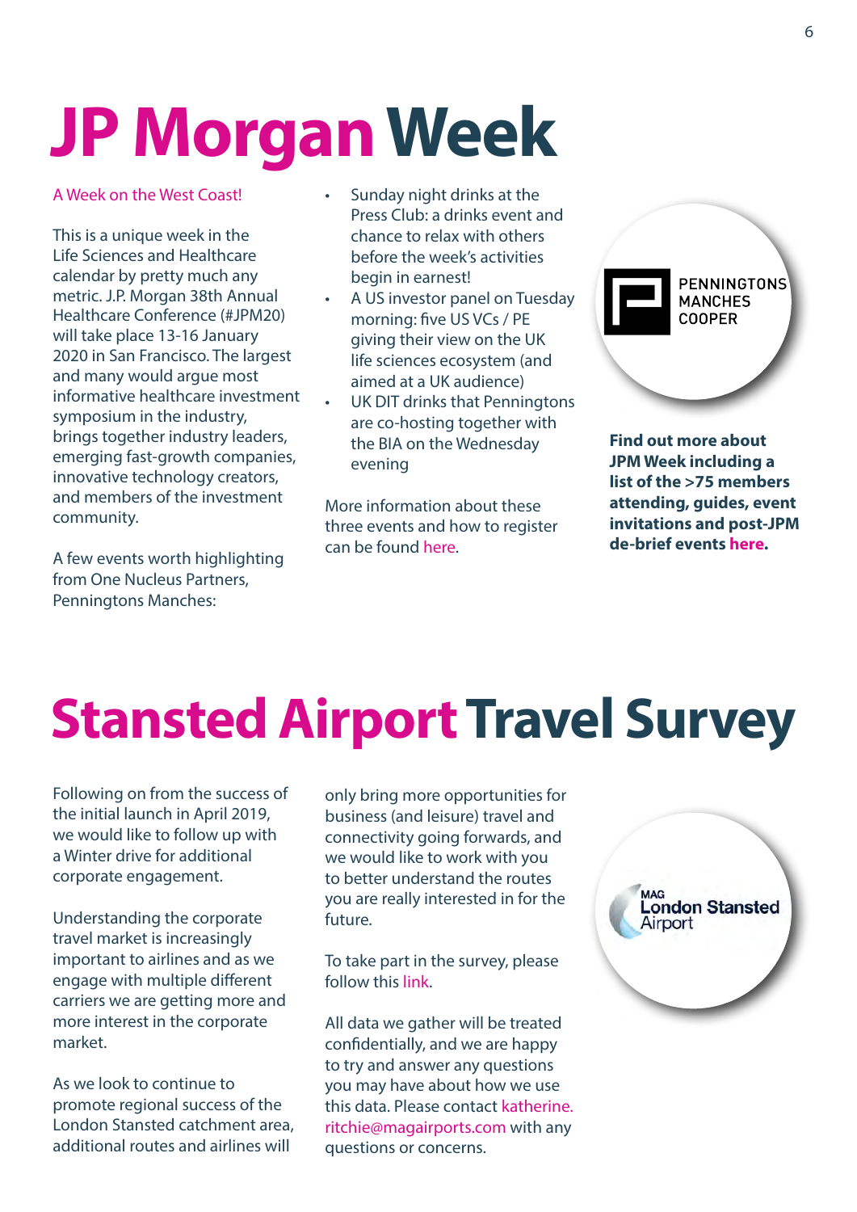# JP Morgan Week

A Week on the West Coast!

This is a unique week in the Life Sciences and Healthcare calendar by pretty much any metric. J.P. Morgan 38th Annual Healthcare Conference (#JPM20) will take place 13-16 January 2020 in San Francisco. The largest and many would argue most informative healthcare investment symposium in the industry, brings together industry leaders, emerging fast-growth companies, innovative technology creators, and members of the investment community.

A few events worth highlighting from One Nucleus Partners, Penningtons Manches:

- Sunday night drinks at the Press Club: a drinks event and chance to relax with others before the week's activities begin in earnest!
- A US investor panel on Tuesday morning: five US VCs / PE giving their view on the UK life sciences ecosystem (and aimed at a UK audience)
- UK DIT drinks that Penningtons are co-hosting together with the BIA on the Wednesday evening

More information about these three events and how to register can be found here.

PENNINGTONS MANCHES COOPER

**Find out more about JPM Week including a list of the >75 members attending, guides, event invitations and post-JPM de-brief events here.**

# Stansted Airport Travel Survey

Following on from the success of the initial launch in April 2019, we would like to follow up with a Winter drive for additional corporate engagement.

Understanding the corporate travel market is increasingly important to airlines and as we engage with multiple different carriers we are getting more and more interest in the corporate market.

As we look to continue to promote regional success of the London Stansted catchment area, additional routes and airlines will only bring more opportunities for business (and leisure) travel and connectivity going forwards, and we would like to work with you to better understand the routes you are really interested in for the future.

To take part in the survey, please follow this link.

All data we gather will be treated confidentially, and we are happy to try and answer any questions you may have about how we use this data. Please contact katherine.ritchie@magairports.com with any questions or concerns.

MAG London Stansted Airport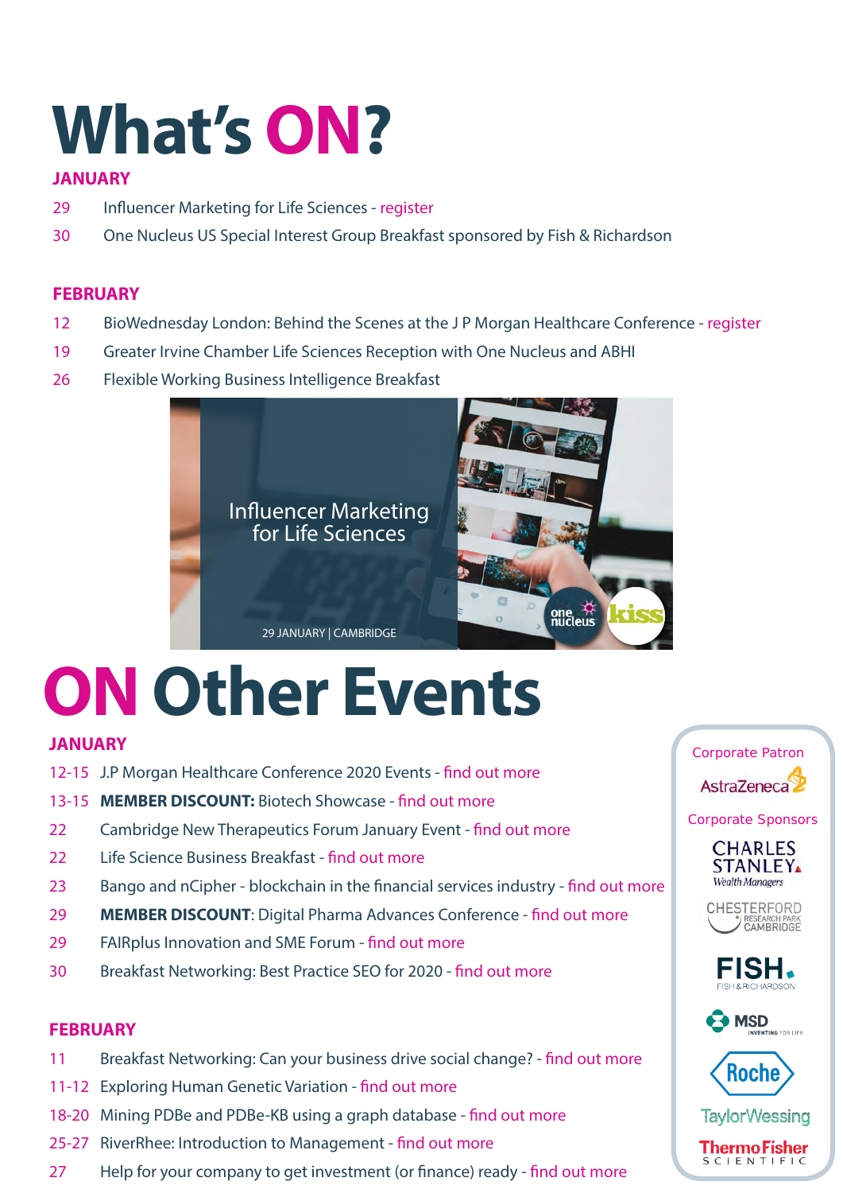# What's ON?

## JANUARY

- 29 Influencer Marketing for Life Sciences - register
- 30 One Nucleus US Special Interest Group Breakfast sponsored by Fish & Richardson

## FEBRUARY

- 12 BioWednesday London: Behind the Scenes at the J P Morgan Healthcare Conference - register
- 19 Greater Irvine Chamber Life Sciences Reception with One Nucleus and ABHI
- 26 Flexible Working Business Intelligence Breakfast

Influencer Marketing for Life Sciences

29 JANUARY | CAMBRIDGE

# ON Other Events

## JANUARY

- 12-15 J.P Morgan Healthcare Conference 2020 Events - find out more
- 13-15 **MEMBER DISCOUNT:** Biotech Showcase - find out more
- 22 Cambridge New Therapeutics Forum January Event - find out more
- 22 Life Science Business Breakfast - find out more
- 23 Bango and nCipher - blockchain in the financial services industry - find out more
- 29 **MEMBER DISCOUNT**: Digital Pharma Advances Conference - find out more
- 29 FAIRplus Innovation and SME Forum - find out more
- 30 Breakfast Networking: Best Practice SEO for 2020 - find out more

## FEBRUARY

- 11 Breakfast Networking: Can your business drive social change? - find out more
- 11-12 Exploring Human Genetic Variation - find out more
- 18-20 Mining PDBe and PDBe-KB using a graph database - find out more
- 25-27 RiverRhee: Introduction to Management - find out more
- 27 Help for your company to get investment (or finance) ready - find out more

Corporate Patron

AstraZeneca

Corporate Sponsors

Charles Stanley Wealth Managers

Chesterford Research Park Cambridge

Fish & Richardson

MSD Inventing for Life

Roche

Taylor Wessing

Thermo Fisher Scientific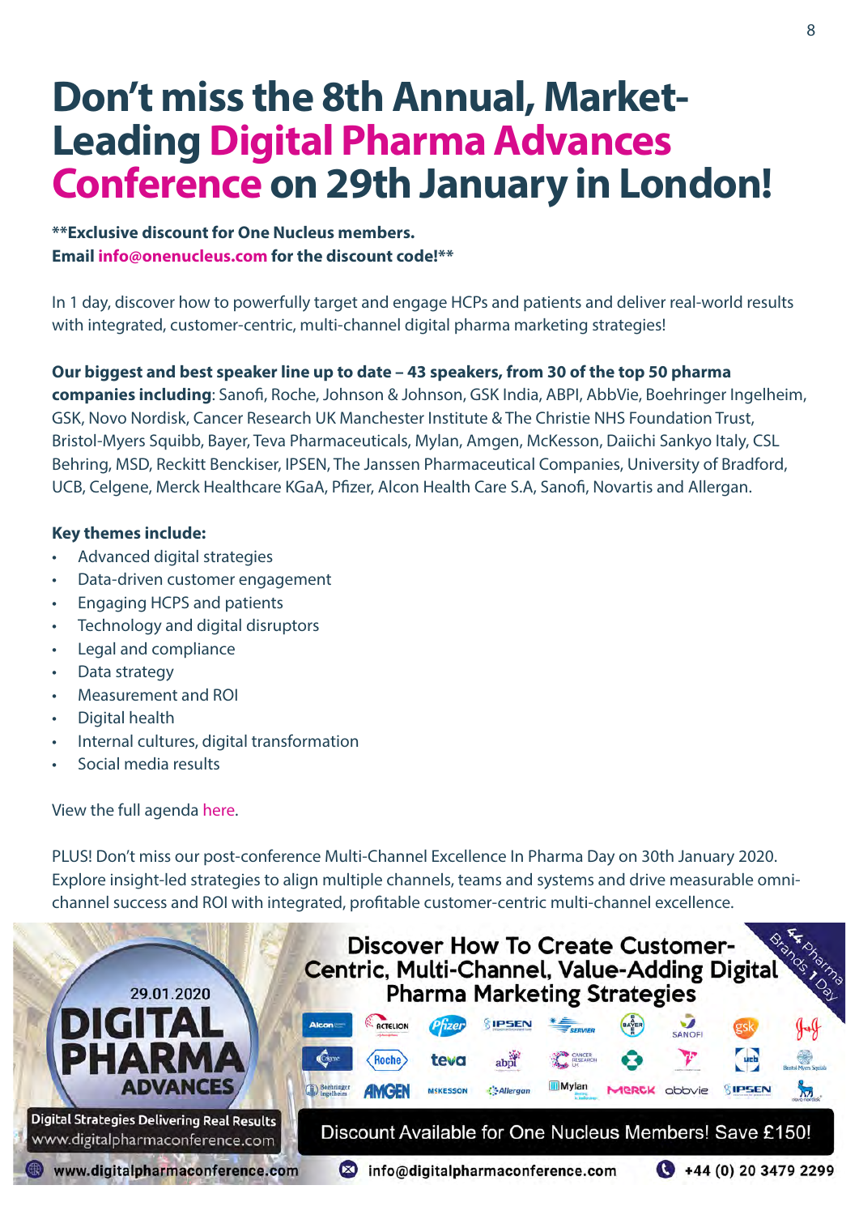# Don't miss the 8th Annual, Market-Leading Digital Pharma Advances Conference on 29th January in London!

**\*\*Exclusive discount for One Nucleus members.**
**Email info@onenucleus.com for the discount code!\*\***

In 1 day, discover how to powerfully target and engage HCPs and patients and deliver real-world results with integrated, customer-centric, multi-channel digital pharma marketing strategies!

**Our biggest and best speaker line up to date – 43 speakers, from 30 of the top 50 pharma companies including**: Sanofi, Roche, Johnson & Johnson, GSK India, ABPI, AbbVie, Boehringer Ingelheim, GSK, Novo Nordisk, Cancer Research UK Manchester Institute & The Christie NHS Foundation Trust, Bristol-Myers Squibb, Bayer, Teva Pharmaceuticals, Mylan, Amgen, McKesson, Daiichi Sankyo Italy, CSL Behring, MSD, Reckitt Benckiser, IPSEN, The Janssen Pharmaceutical Companies, University of Bradford, UCB, Celgene, Merck Healthcare KGaA, Pfizer, Alcon Health Care S.A, Sanofi, Novartis and Allergan.

**Key themes include:**

- Advanced digital strategies
- Data-driven customer engagement
- Engaging HCPS and patients
- Technology and digital disruptors
- Legal and compliance
- Data strategy
- Measurement and ROI
- Digital health
- Internal cultures, digital transformation
- Social media results

View the full agenda here.

PLUS! Don't miss our post-conference Multi-Channel Excellence In Pharma Day on 30th January 2020. Explore insight-led strategies to align multiple channels, teams and systems and drive measurable omni-channel success and ROI with integrated, profitable customer-centric multi-channel excellence.

29.01.2020
DIGITAL PHARMA ADVANCES
Digital Strategies Delivering Real Results
www.digitalpharmaconference.com

Discover How To Create Customer-Centric, Multi-Channel, Value-Adding Digital Pharma Marketing Strategies

44 Pharma Brands 1 Day

Discount Available for One Nucleus Members! Save £150!

www.digitalpharmaconference.com info@digitalpharmaconference.com +44 (0) 20 3479 2299